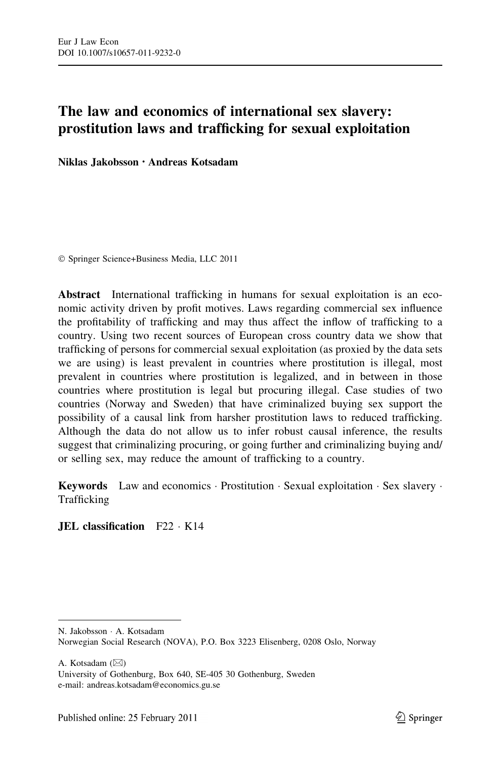# The law and economics of international sex slavery: prostitution laws and trafficking for sexual exploitation

**Niklas Jakobsson · Andreas Kotsadam**

© Springer Science+Business Media, LLC 2011

**Abstract** International trafficking in humans for sexual exploitation is an economic activity driven by profit motives. Laws regarding commercial sex influence the profitability of trafficking and may thus affect the inflow of trafficking to a country. Using two recent sources of European cross country data we show that trafficking of persons for commercial sexual exploitation (as proxied by the data sets we are using) is least prevalent in countries where prostitution is illegal, most prevalent in countries where prostitution is legalized, and in between in those countries where prostitution is legal but procuring illegal. Case studies of two countries (Norway and Sweden) that have criminalized buying sex support the possibility of a causal link from harsher prostitution laws to reduced trafficking. Although the data do not allow us to infer robust causal inference, the results suggest that criminalizing procuring, or going further and criminalizing buying and/or selling sex, may reduce the amount of trafficking to a country.

**Keywords** Law and economics · Prostitution · Sexual exploitation · Sex slavery · Trafficking

**JEL classification** F22 · K14

---

N. Jakobsson · A. Kotsadam
Norwegian Social Research (NOVA), P.O. Box 3223 Elisenberg, 0208 Oslo, Norway

A. Kotsadam (✉)
University of Gothenburg, Box 640, SE-405 30 Gothenburg, Sweden
e-mail: andreas.kotsadam@economics.gu.se

Published online: 25 February 2011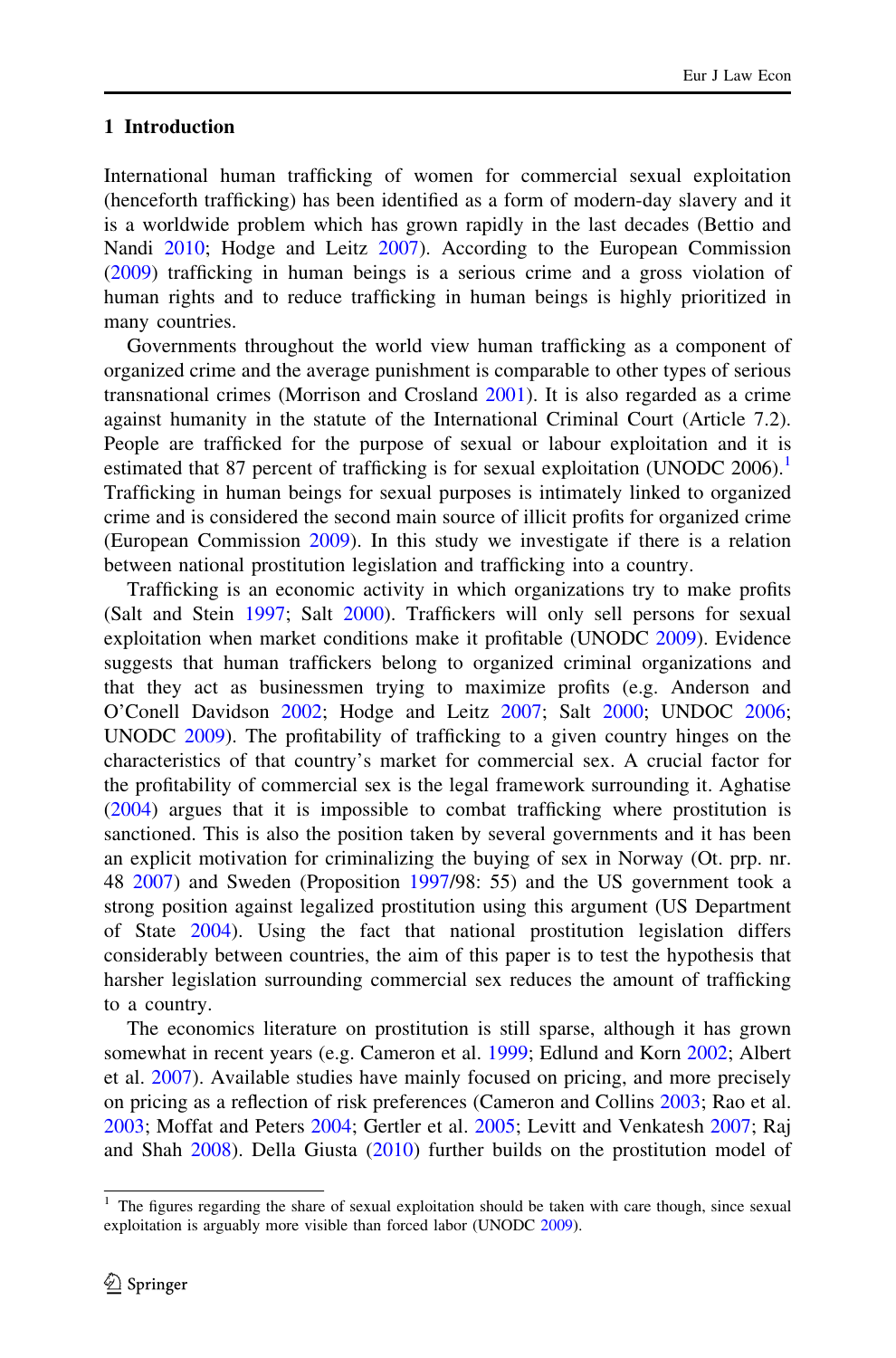## 1 Introduction

International human trafficking of women for commercial sexual exploitation (henceforth trafficking) has been identified as a form of modern-day slavery and it is a worldwide problem which has grown rapidly in the last decades (Bettio and Nandi 2010; Hodge and Leitz 2007). According to the European Commission (2009) trafficking in human beings is a serious crime and a gross violation of human rights and to reduce trafficking in human beings is highly prioritized in many countries.

Governments throughout the world view human trafficking as a component of organized crime and the average punishment is comparable to other types of serious transnational crimes (Morrison and Crosland 2001). It is also regarded as a crime against humanity in the statute of the International Criminal Court (Article 7.2). People are trafficked for the purpose of sexual or labour exploitation and it is estimated that 87 percent of trafficking is for sexual exploitation (UNODC 2006).[1] Trafficking in human beings for sexual purposes is intimately linked to organized crime and is considered the second main source of illicit profits for organized crime (European Commission 2009). In this study we investigate if there is a relation between national prostitution legislation and trafficking into a country.

Trafficking is an economic activity in which organizations try to make profits (Salt and Stein 1997; Salt 2000). Traffickers will only sell persons for sexual exploitation when market conditions make it profitable (UNODC 2009). Evidence suggests that human traffickers belong to organized criminal organizations and that they act as businessmen trying to maximize profits (e.g. Anderson and O'Conell Davidson 2002; Hodge and Leitz 2007; Salt 2000; UNDOC 2006; UNODC 2009). The profitability of trafficking to a given country hinges on the characteristics of that country's market for commercial sex. A crucial factor for the profitability of commercial sex is the legal framework surrounding it. Aghatise (2004) argues that it is impossible to combat trafficking where prostitution is sanctioned. This is also the position taken by several governments and it has been an explicit motivation for criminalizing the buying of sex in Norway (Ot. prp. nr. 48 2007) and Sweden (Proposition 1997/98: 55) and the US government took a strong position against legalized prostitution using this argument (US Department of State 2004). Using the fact that national prostitution legislation differs considerably between countries, the aim of this paper is to test the hypothesis that harsher legislation surrounding commercial sex reduces the amount of trafficking to a country.

The economics literature on prostitution is still sparse, although it has grown somewhat in recent years (e.g. Cameron et al. 1999; Edlund and Korn 2002; Albert et al. 2007). Available studies have mainly focused on pricing, and more precisely on pricing as a reflection of risk preferences (Cameron and Collins 2003; Rao et al. 2003; Moffat and Peters 2004; Gertler et al. 2005; Levitt and Venkatesh 2007; Raj and Shah 2008). Della Giusta (2010) further builds on the prostitution model of

[1] The figures regarding the share of sexual exploitation should be taken with care though, since sexual exploitation is arguably more visible than forced labor (UNODC 2009).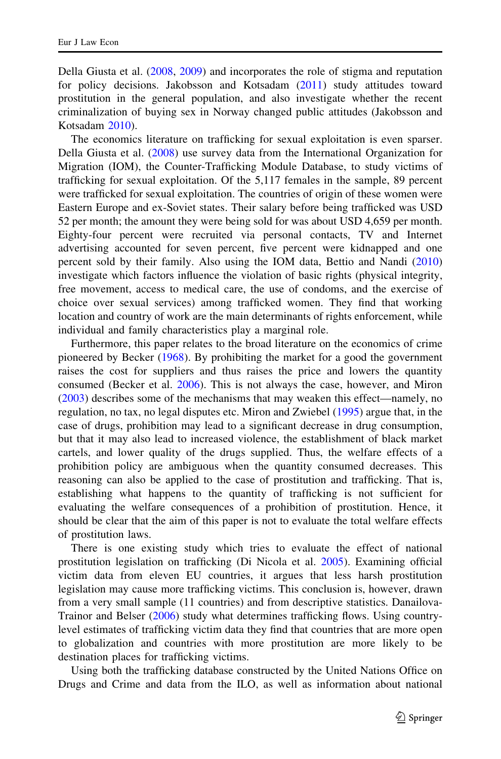Della Giusta et al. (2008, 2009) and incorporates the role of stigma and reputation for policy decisions. Jakobsson and Kotsadam (2011) study attitudes toward prostitution in the general population, and also investigate whether the recent criminalization of buying sex in Norway changed public attitudes (Jakobsson and Kotsadam 2010).

The economics literature on trafficking for sexual exploitation is even sparser. Della Giusta et al. (2008) use survey data from the International Organization for Migration (IOM), the Counter-Trafficking Module Database, to study victims of trafficking for sexual exploitation. Of the 5,117 females in the sample, 89 percent were trafficked for sexual exploitation. The countries of origin of these women were Eastern Europe and ex-Soviet states. Their salary before being trafficked was USD 52 per month; the amount they were being sold for was about USD 4,659 per month. Eighty-four percent were recruited via personal contacts, TV and Internet advertising accounted for seven percent, five percent were kidnapped and one percent sold by their family. Also using the IOM data, Bettio and Nandi (2010) investigate which factors influence the violation of basic rights (physical integrity, free movement, access to medical care, the use of condoms, and the exercise of choice over sexual services) among trafficked women. They find that working location and country of work are the main determinants of rights enforcement, while individual and family characteristics play a marginal role.

Furthermore, this paper relates to the broad literature on the economics of crime pioneered by Becker (1968). By prohibiting the market for a good the government raises the cost for suppliers and thus raises the price and lowers the quantity consumed (Becker et al. 2006). This is not always the case, however, and Miron (2003) describes some of the mechanisms that may weaken this effect—namely, no regulation, no tax, no legal disputes etc. Miron and Zwiebel (1995) argue that, in the case of drugs, prohibition may lead to a significant decrease in drug consumption, but that it may also lead to increased violence, the establishment of black market cartels, and lower quality of the drugs supplied. Thus, the welfare effects of a prohibition policy are ambiguous when the quantity consumed decreases. This reasoning can also be applied to the case of prostitution and trafficking. That is, establishing what happens to the quantity of trafficking is not sufficient for evaluating the welfare consequences of a prohibition of prostitution. Hence, it should be clear that the aim of this paper is not to evaluate the total welfare effects of prostitution laws.

There is one existing study which tries to evaluate the effect of national prostitution legislation on trafficking (Di Nicola et al. 2005). Examining official victim data from eleven EU countries, it argues that less harsh prostitution legislation may cause more trafficking victims. This conclusion is, however, drawn from a very small sample (11 countries) and from descriptive statistics. Danailova-Trainor and Belser (2006) study what determines trafficking flows. Using country-level estimates of trafficking victim data they find that countries that are more open to globalization and countries with more prostitution are more likely to be destination places for trafficking victims.

Using both the trafficking database constructed by the United Nations Office on Drugs and Crime and data from the ILO, as well as information about national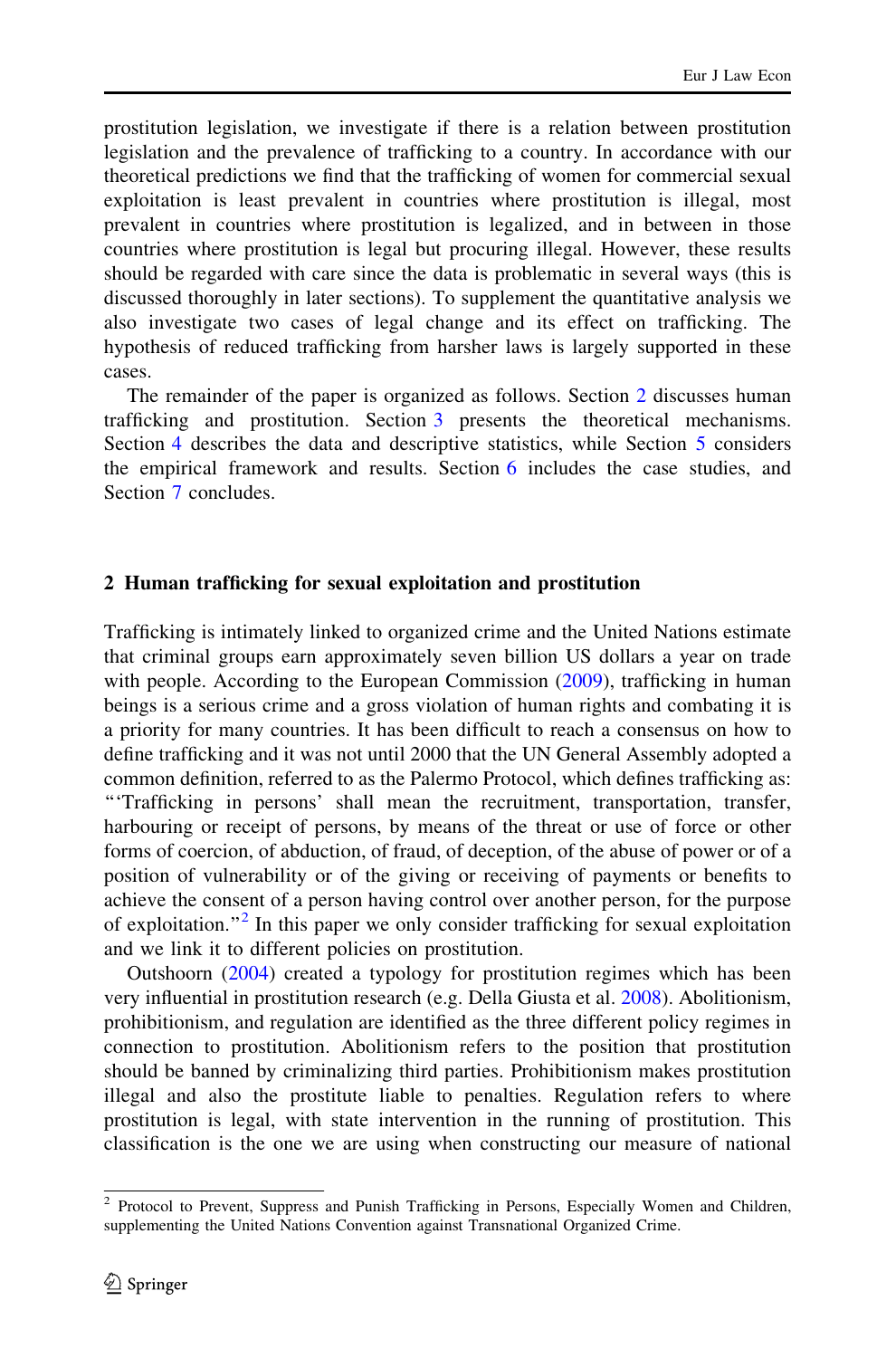prostitution legislation, we investigate if there is a relation between prostitution legislation and the prevalence of trafficking to a country. In accordance with our theoretical predictions we find that the trafficking of women for commercial sexual exploitation is least prevalent in countries where prostitution is illegal, most prevalent in countries where prostitution is legalized, and in between in those countries where prostitution is legal but procuring illegal. However, these results should be regarded with care since the data is problematic in several ways (this is discussed thoroughly in later sections). To supplement the quantitative analysis we also investigate two cases of legal change and its effect on trafficking. The hypothesis of reduced trafficking from harsher laws is largely supported in these cases.

The remainder of the paper is organized as follows. Section 2 discusses human trafficking and prostitution. Section 3 presents the theoretical mechanisms. Section 4 describes the data and descriptive statistics, while Section 5 considers the empirical framework and results. Section 6 includes the case studies, and Section 7 concludes.

## 2 Human trafficking for sexual exploitation and prostitution

Trafficking is intimately linked to organized crime and the United Nations estimate that criminal groups earn approximately seven billion US dollars a year on trade with people. According to the European Commission (2009), trafficking in human beings is a serious crime and a gross violation of human rights and combating it is a priority for many countries. It has been difficult to reach a consensus on how to define trafficking and it was not until 2000 that the UN General Assembly adopted a common definition, referred to as the Palermo Protocol, which defines trafficking as: "'Trafficking in persons' shall mean the recruitment, transportation, transfer, harbouring or receipt of persons, by means of the threat or use of force or other forms of coercion, of abduction, of fraud, of deception, of the abuse of power or of a position of vulnerability or of the giving or receiving of payments or benefits to achieve the consent of a person having control over another person, for the purpose of exploitation."[2] In this paper we only consider trafficking for sexual exploitation and we link it to different policies on prostitution.

Outshoorn (2004) created a typology for prostitution regimes which has been very influential in prostitution research (e.g. Della Giusta et al. 2008). Abolitionism, prohibitionism, and regulation are identified as the three different policy regimes in connection to prostitution. Abolitionism refers to the position that prostitution should be banned by criminalizing third parties. Prohibitionism makes prostitution illegal and also the prostitute liable to penalties. Regulation refers to where prostitution is legal, with state intervention in the running of prostitution. This classification is the one we are using when constructing our measure of national

[2] Protocol to Prevent, Suppress and Punish Trafficking in Persons, Especially Women and Children, supplementing the United Nations Convention against Transnational Organized Crime.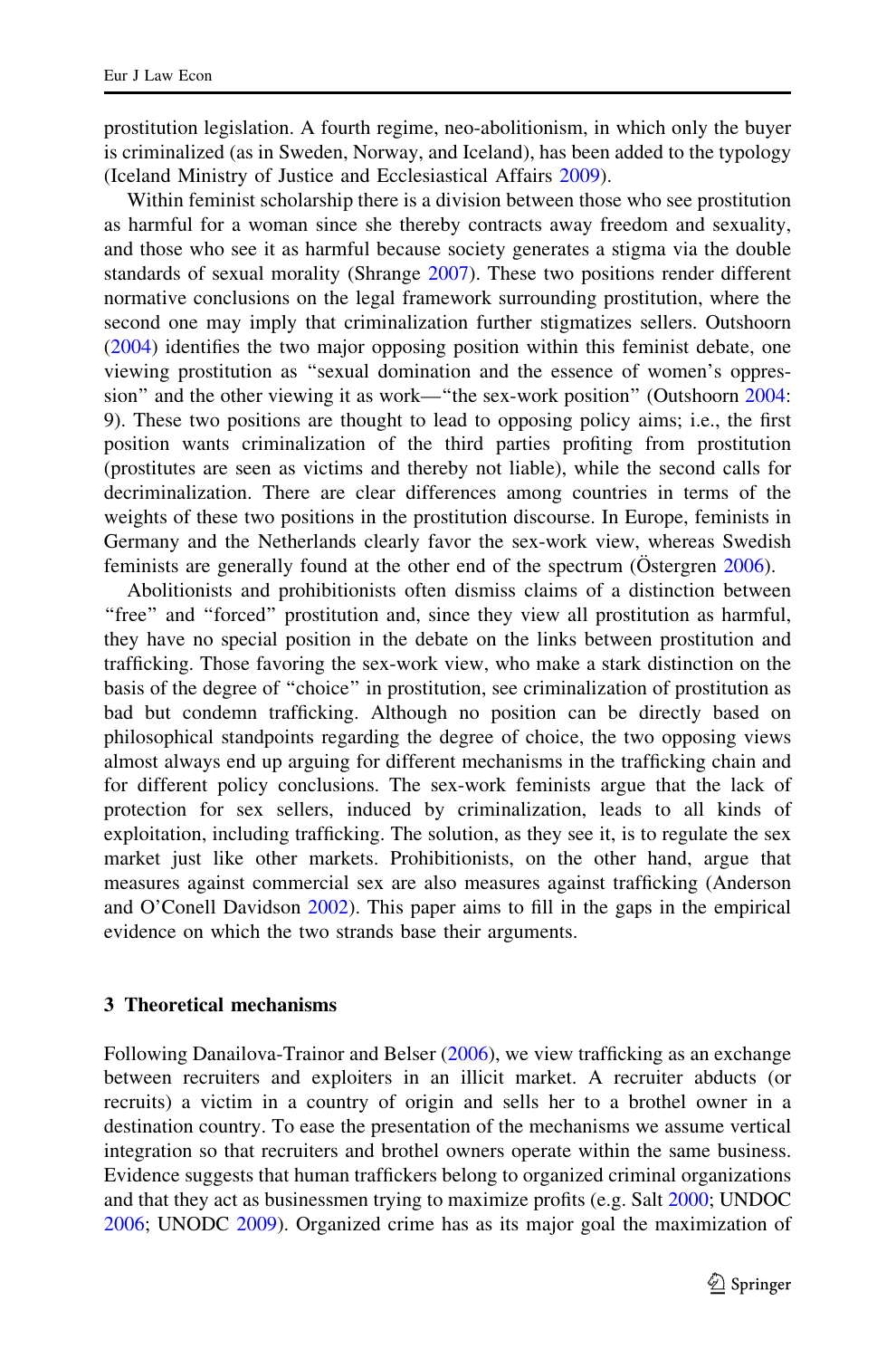prostitution legislation. A fourth regime, neo-abolitionism, in which only the buyer is criminalized (as in Sweden, Norway, and Iceland), has been added to the typology (Iceland Ministry of Justice and Ecclesiastical Affairs 2009).

Within feminist scholarship there is a division between those who see prostitution as harmful for a woman since she thereby contracts away freedom and sexuality, and those who see it as harmful because society generates a stigma via the double standards of sexual morality (Shrange 2007). These two positions render different normative conclusions on the legal framework surrounding prostitution, where the second one may imply that criminalization further stigmatizes sellers. Outshoorn (2004) identifies the two major opposing position within this feminist debate, one viewing prostitution as "sexual domination and the essence of women's oppression" and the other viewing it as work—"the sex-work position" (Outshoorn 2004: 9). These two positions are thought to lead to opposing policy aims; i.e., the first position wants criminalization of the third parties profiting from prostitution (prostitutes are seen as victims and thereby not liable), while the second calls for decriminalization. There are clear differences among countries in terms of the weights of these two positions in the prostitution discourse. In Europe, feminists in Germany and the Netherlands clearly favor the sex-work view, whereas Swedish feminists are generally found at the other end of the spectrum (Östergren 2006).

Abolitionists and prohibitionists often dismiss claims of a distinction between "free" and "forced" prostitution and, since they view all prostitution as harmful, they have no special position in the debate on the links between prostitution and trafficking. Those favoring the sex-work view, who make a stark distinction on the basis of the degree of "choice" in prostitution, see criminalization of prostitution as bad but condemn trafficking. Although no position can be directly based on philosophical standpoints regarding the degree of choice, the two opposing views almost always end up arguing for different mechanisms in the trafficking chain and for different policy conclusions. The sex-work feminists argue that the lack of protection for sex sellers, induced by criminalization, leads to all kinds of exploitation, including trafficking. The solution, as they see it, is to regulate the sex market just like other markets. Prohibitionists, on the other hand, argue that measures against commercial sex are also measures against trafficking (Anderson and O'Conell Davidson 2002). This paper aims to fill in the gaps in the empirical evidence on which the two strands base their arguments.

## 3 Theoretical mechanisms

Following Danailova-Trainor and Belser (2006), we view trafficking as an exchange between recruiters and exploiters in an illicit market. A recruiter abducts (or recruits) a victim in a country of origin and sells her to a brothel owner in a destination country. To ease the presentation of the mechanisms we assume vertical integration so that recruiters and brothel owners operate within the same business. Evidence suggests that human traffickers belong to organized criminal organizations and that they act as businessmen trying to maximize profits (e.g. Salt 2000; UNDOC 2006; UNODC 2009). Organized crime has as its major goal the maximization of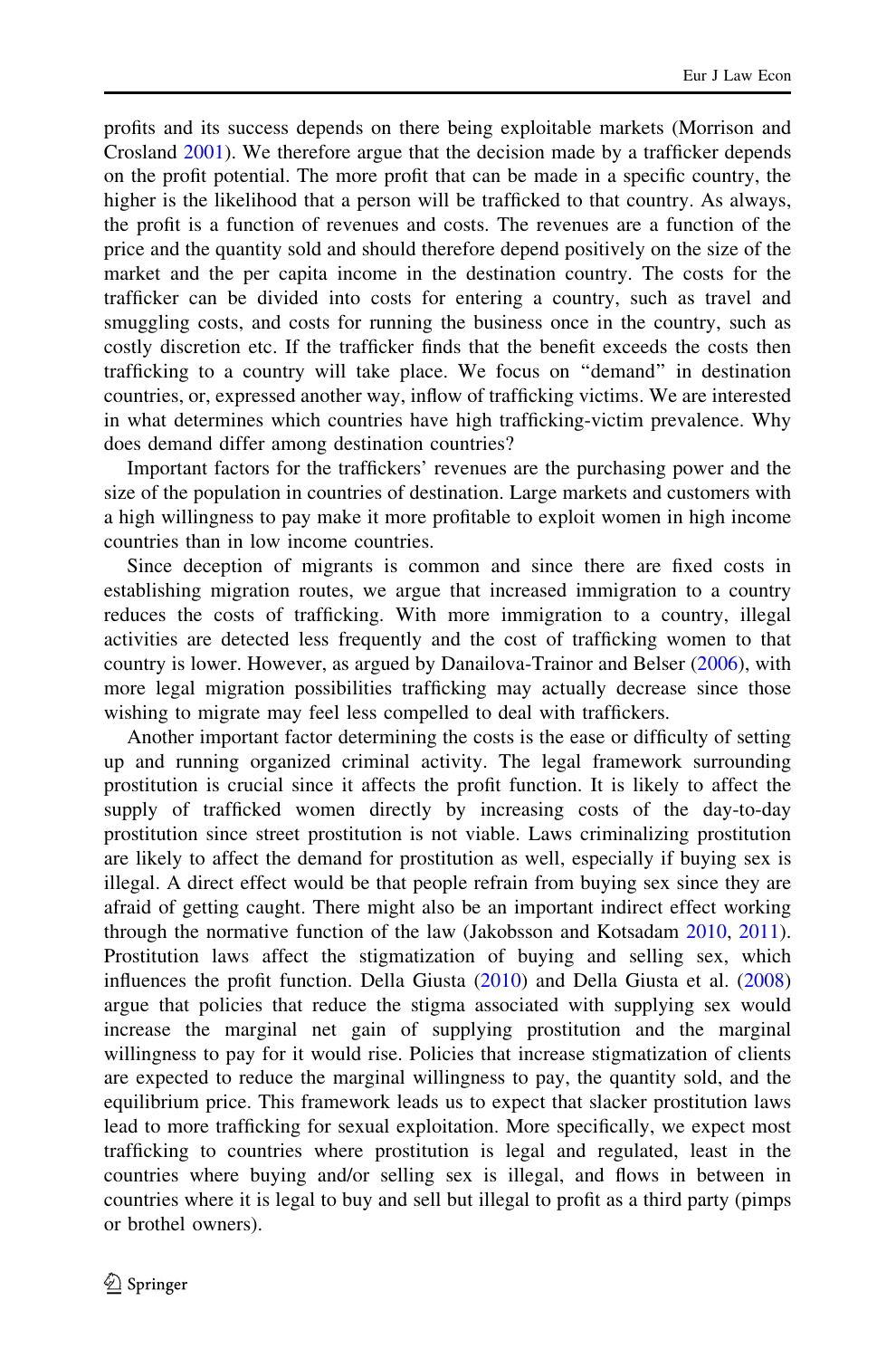profits and its success depends on there being exploitable markets (Morrison and Crosland 2001). We therefore argue that the decision made by a trafficker depends on the profit potential. The more profit that can be made in a specific country, the higher is the likelihood that a person will be trafficked to that country. As always, the profit is a function of revenues and costs. The revenues are a function of the price and the quantity sold and should therefore depend positively on the size of the market and the per capita income in the destination country. The costs for the trafficker can be divided into costs for entering a country, such as travel and smuggling costs, and costs for running the business once in the country, such as costly discretion etc. If the trafficker finds that the benefit exceeds the costs then trafficking to a country will take place. We focus on "demand" in destination countries, or, expressed another way, inflow of trafficking victims. We are interested in what determines which countries have high trafficking-victim prevalence. Why does demand differ among destination countries?

Important factors for the traffickers' revenues are the purchasing power and the size of the population in countries of destination. Large markets and customers with a high willingness to pay make it more profitable to exploit women in high income countries than in low income countries.

Since deception of migrants is common and since there are fixed costs in establishing migration routes, we argue that increased immigration to a country reduces the costs of trafficking. With more immigration to a country, illegal activities are detected less frequently and the cost of trafficking women to that country is lower. However, as argued by Danailova-Trainor and Belser (2006), with more legal migration possibilities trafficking may actually decrease since those wishing to migrate may feel less compelled to deal with traffickers.

Another important factor determining the costs is the ease or difficulty of setting up and running organized criminal activity. The legal framework surrounding prostitution is crucial since it affects the profit function. It is likely to affect the supply of trafficked women directly by increasing costs of the day-to-day prostitution since street prostitution is not viable. Laws criminalizing prostitution are likely to affect the demand for prostitution as well, especially if buying sex is illegal. A direct effect would be that people refrain from buying sex since they are afraid of getting caught. There might also be an important indirect effect working through the normative function of the law (Jakobsson and Kotsadam 2010, 2011). Prostitution laws affect the stigmatization of buying and selling sex, which influences the profit function. Della Giusta (2010) and Della Giusta et al. (2008) argue that policies that reduce the stigma associated with supplying sex would increase the marginal net gain of supplying prostitution and the marginal willingness to pay for it would rise. Policies that increase stigmatization of clients are expected to reduce the marginal willingness to pay, the quantity sold, and the equilibrium price. This framework leads us to expect that slacker prostitution laws lead to more trafficking for sexual exploitation. More specifically, we expect most trafficking to countries where prostitution is legal and regulated, least in the countries where buying and/or selling sex is illegal, and flows in between in countries where it is legal to buy and sell but illegal to profit as a third party (pimps or brothel owners).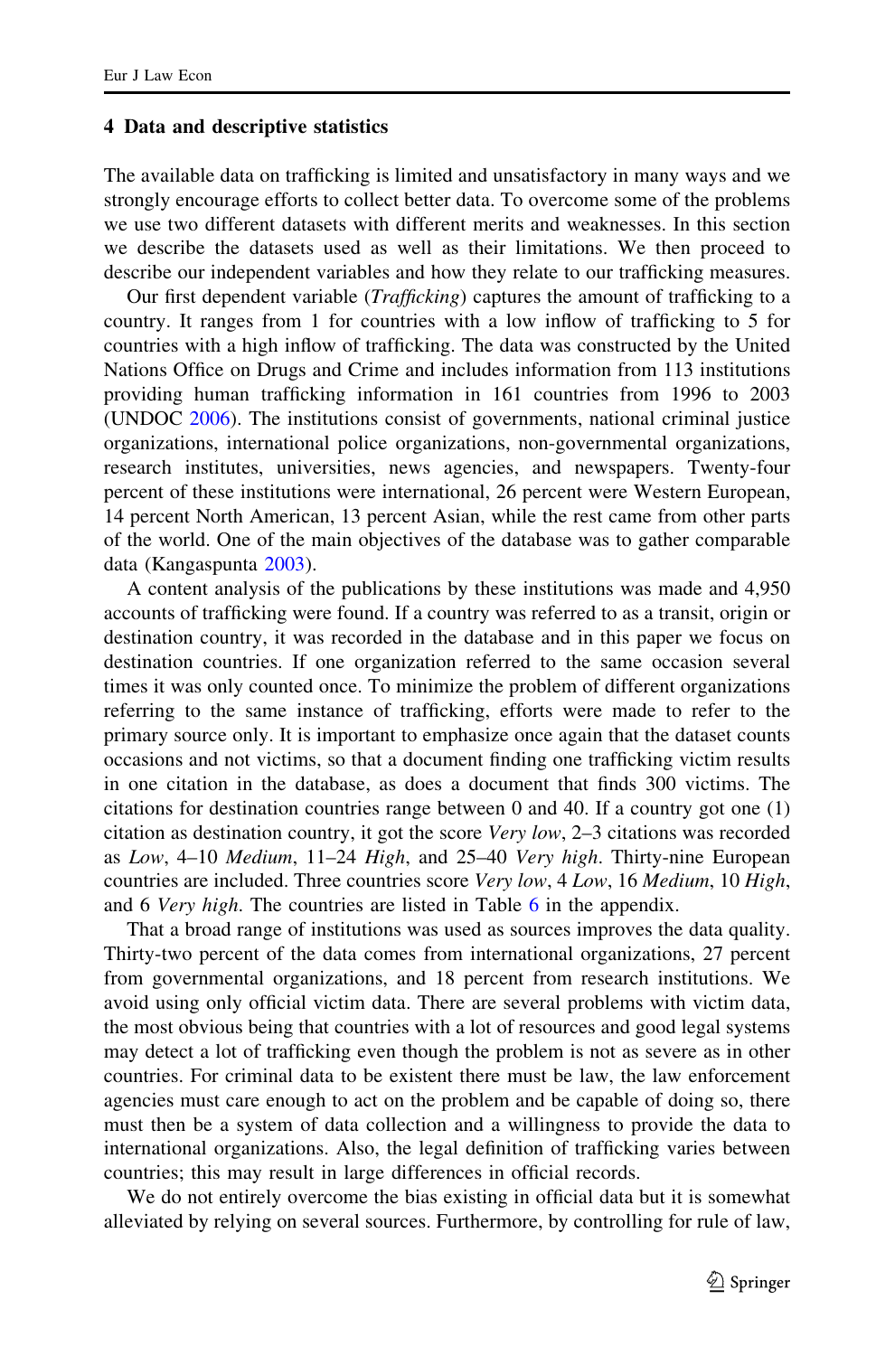## 4 Data and descriptive statistics

The available data on trafficking is limited and unsatisfactory in many ways and we strongly encourage efforts to collect better data. To overcome some of the problems we use two different datasets with different merits and weaknesses. In this section we describe the datasets used as well as their limitations. We then proceed to describe our independent variables and how they relate to our trafficking measures.

Our first dependent variable (*Trafficking*) captures the amount of trafficking to a country. It ranges from 1 for countries with a low inflow of trafficking to 5 for countries with a high inflow of trafficking. The data was constructed by the United Nations Office on Drugs and Crime and includes information from 113 institutions providing human trafficking information in 161 countries from 1996 to 2003 (UNDOC 2006). The institutions consist of governments, national criminal justice organizations, international police organizations, non-governmental organizations, research institutes, universities, news agencies, and newspapers. Twenty-four percent of these institutions were international, 26 percent were Western European, 14 percent North American, 13 percent Asian, while the rest came from other parts of the world. One of the main objectives of the database was to gather comparable data (Kangaspunta 2003).

A content analysis of the publications by these institutions was made and 4,950 accounts of trafficking were found. If a country was referred to as a transit, origin or destination country, it was recorded in the database and in this paper we focus on destination countries. If one organization referred to the same occasion several times it was only counted once. To minimize the problem of different organizations referring to the same instance of trafficking, efforts were made to refer to the primary source only. It is important to emphasize once again that the dataset counts occasions and not victims, so that a document finding one trafficking victim results in one citation in the database, as does a document that finds 300 victims. The citations for destination countries range between 0 and 40. If a country got one (1) citation as destination country, it got the score *Very low*, 2–3 citations was recorded as *Low*, 4–10 *Medium*, 11–24 *High*, and 25–40 *Very high*. Thirty-nine European countries are included. Three countries score *Very low*, 4 *Low*, 16 *Medium*, 10 *High*, and 6 *Very high*. The countries are listed in Table 6 in the appendix.

That a broad range of institutions was used as sources improves the data quality. Thirty-two percent of the data comes from international organizations, 27 percent from governmental organizations, and 18 percent from research institutions. We avoid using only official victim data. There are several problems with victim data, the most obvious being that countries with a lot of resources and good legal systems may detect a lot of trafficking even though the problem is not as severe as in other countries. For criminal data to be existent there must be law, the law enforcement agencies must care enough to act on the problem and be capable of doing so, there must then be a system of data collection and a willingness to provide the data to international organizations. Also, the legal definition of trafficking varies between countries; this may result in large differences in official records.

We do not entirely overcome the bias existing in official data but it is somewhat alleviated by relying on several sources. Furthermore, by controlling for rule of law,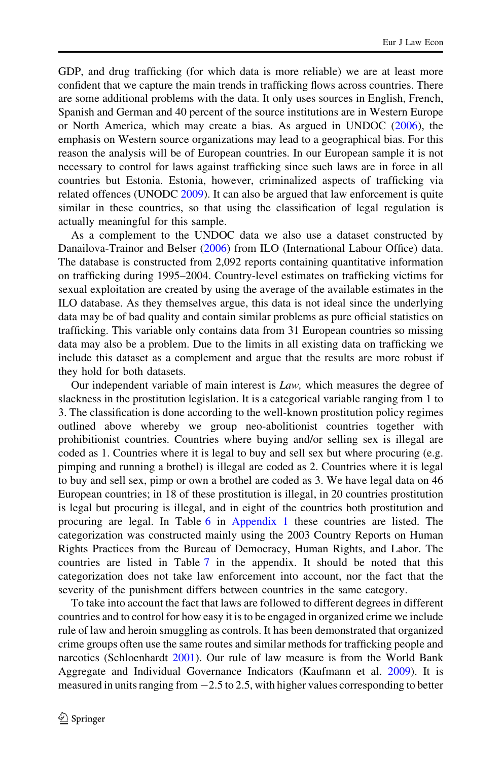GDP, and drug trafficking (for which data is more reliable) we are at least more confident that we capture the main trends in trafficking flows across countries. There are some additional problems with the data. It only uses sources in English, French, Spanish and German and 40 percent of the source institutions are in Western Europe or North America, which may create a bias. As argued in UNDOC (2006), the emphasis on Western source organizations may lead to a geographical bias. For this reason the analysis will be of European countries. In our European sample it is not necessary to control for laws against trafficking since such laws are in force in all countries but Estonia. Estonia, however, criminalized aspects of trafficking via related offences (UNODC 2009). It can also be argued that law enforcement is quite similar in these countries, so that using the classification of legal regulation is actually meaningful for this sample.

As a complement to the UNDOC data we also use a dataset constructed by Danailova-Trainor and Belser (2006) from ILO (International Labour Office) data. The database is constructed from 2,092 reports containing quantitative information on trafficking during 1995–2004. Country-level estimates on trafficking victims for sexual exploitation are created by using the average of the available estimates in the ILO database. As they themselves argue, this data is not ideal since the underlying data may be of bad quality and contain similar problems as pure official statistics on trafficking. This variable only contains data from 31 European countries so missing data may also be a problem. Due to the limits in all existing data on trafficking we include this dataset as a complement and argue that the results are more robust if they hold for both datasets.

Our independent variable of main interest is *Law,* which measures the degree of slackness in the prostitution legislation. It is a categorical variable ranging from 1 to 3. The classification is done according to the well-known prostitution policy regimes outlined above whereby we group neo-abolitionist countries together with prohibitionist countries. Countries where buying and/or selling sex is illegal are coded as 1. Countries where it is legal to buy and sell sex but where procuring (e.g. pimping and running a brothel) is illegal are coded as 2. Countries where it is legal to buy and sell sex, pimp or own a brothel are coded as 3. We have legal data on 46 European countries; in 18 of these prostitution is illegal, in 20 countries prostitution is legal but procuring is illegal, and in eight of the countries both prostitution and procuring are legal. In Table 6 in Appendix 1 these countries are listed. The categorization was constructed mainly using the 2003 Country Reports on Human Rights Practices from the Bureau of Democracy, Human Rights, and Labor. The countries are listed in Table 7 in the appendix. It should be noted that this categorization does not take law enforcement into account, nor the fact that the severity of the punishment differs between countries in the same category.

To take into account the fact that laws are followed to different degrees in different countries and to control for how easy it is to be engaged in organized crime we include rule of law and heroin smuggling as controls. It has been demonstrated that organized crime groups often use the same routes and similar methods for trafficking people and narcotics (Schloenhardt 2001). Our rule of law measure is from the World Bank Aggregate and Individual Governance Indicators (Kaufmann et al. 2009). It is measured in units ranging from −2.5 to 2.5, with higher values corresponding to better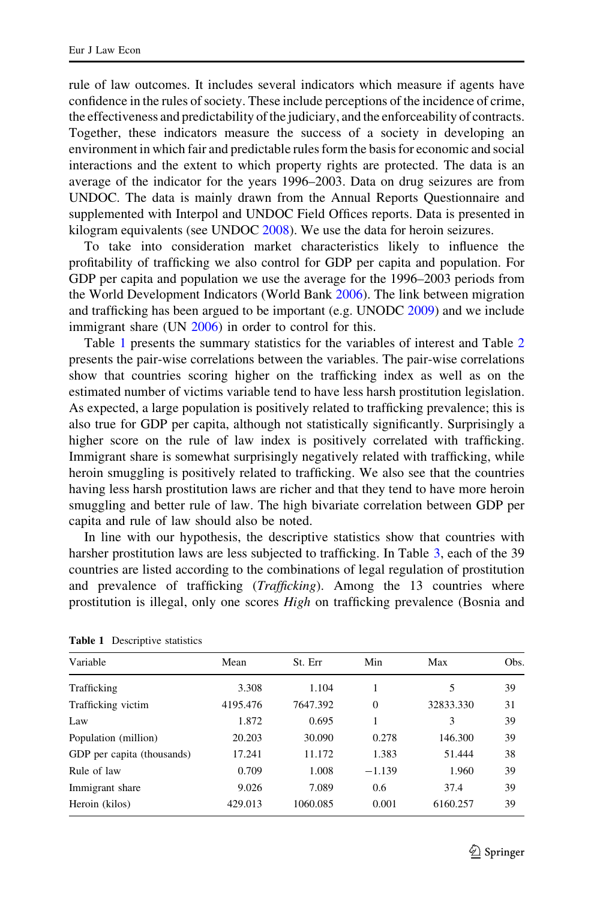rule of law outcomes. It includes several indicators which measure if agents have confidence in the rules of society. These include perceptions of the incidence of crime, the effectiveness and predictability of the judiciary, and the enforceability of contracts. Together, these indicators measure the success of a society in developing an environment in which fair and predictable rules form the basis for economic and social interactions and the extent to which property rights are protected. The data is an average of the indicator for the years 1996–2003. Data on drug seizures are from UNDOC. The data is mainly drawn from the Annual Reports Questionnaire and supplemented with Interpol and UNDOC Field Offices reports. Data is presented in kilogram equivalents (see UNDOC 2008). We use the data for heroin seizures.

To take into consideration market characteristics likely to influence the profitability of trafficking we also control for GDP per capita and population. For GDP per capita and population we use the average for the 1996–2003 periods from the World Development Indicators (World Bank 2006). The link between migration and trafficking has been argued to be important (e.g. UNODC 2009) and we include immigrant share (UN 2006) in order to control for this.

Table 1 presents the summary statistics for the variables of interest and Table 2 presents the pair-wise correlations between the variables. The pair-wise correlations show that countries scoring higher on the trafficking index as well as on the estimated number of victims variable tend to have less harsh prostitution legislation. As expected, a large population is positively related to trafficking prevalence; this is also true for GDP per capita, although not statistically significantly. Surprisingly a higher score on the rule of law index is positively correlated with trafficking. Immigrant share is somewhat surprisingly negatively related with trafficking, while heroin smuggling is positively related to trafficking. We also see that the countries having less harsh prostitution laws are richer and that they tend to have more heroin smuggling and better rule of law. The high bivariate correlation between GDP per capita and rule of law should also be noted.

In line with our hypothesis, the descriptive statistics show that countries with harsher prostitution laws are less subjected to trafficking. In Table 3, each of the 39 countries are listed according to the combinations of legal regulation of prostitution and prevalence of trafficking (*Trafficking*). Among the 13 countries where prostitution is illegal, only one scores *High* on trafficking prevalence (Bosnia and

**Table 1** Descriptive statistics

| Variable | Mean | St. Err | Min | Max | Obs. |
|---|---|---|---|---|---|
| Trafficking | 3.308 | 1.104 | 1 | 5 | 39 |
| Trafficking victim | 4195.476 | 7647.392 | 0 | 32833.330 | 31 |
| Law | 1.872 | 0.695 | 1 | 3 | 39 |
| Population (million) | 20.203 | 30.090 | 0.278 | 146.300 | 39 |
| GDP per capita (thousands) | 17.241 | 11.172 | 1.383 | 51.444 | 38 |
| Rule of law | 0.709 | 1.008 | −1.139 | 1.960 | 39 |
| Immigrant share | 9.026 | 7.089 | 0.6 | 37.4 | 39 |
| Heroin (kilos) | 429.013 | 1060.085 | 0.001 | 6160.257 | 39 |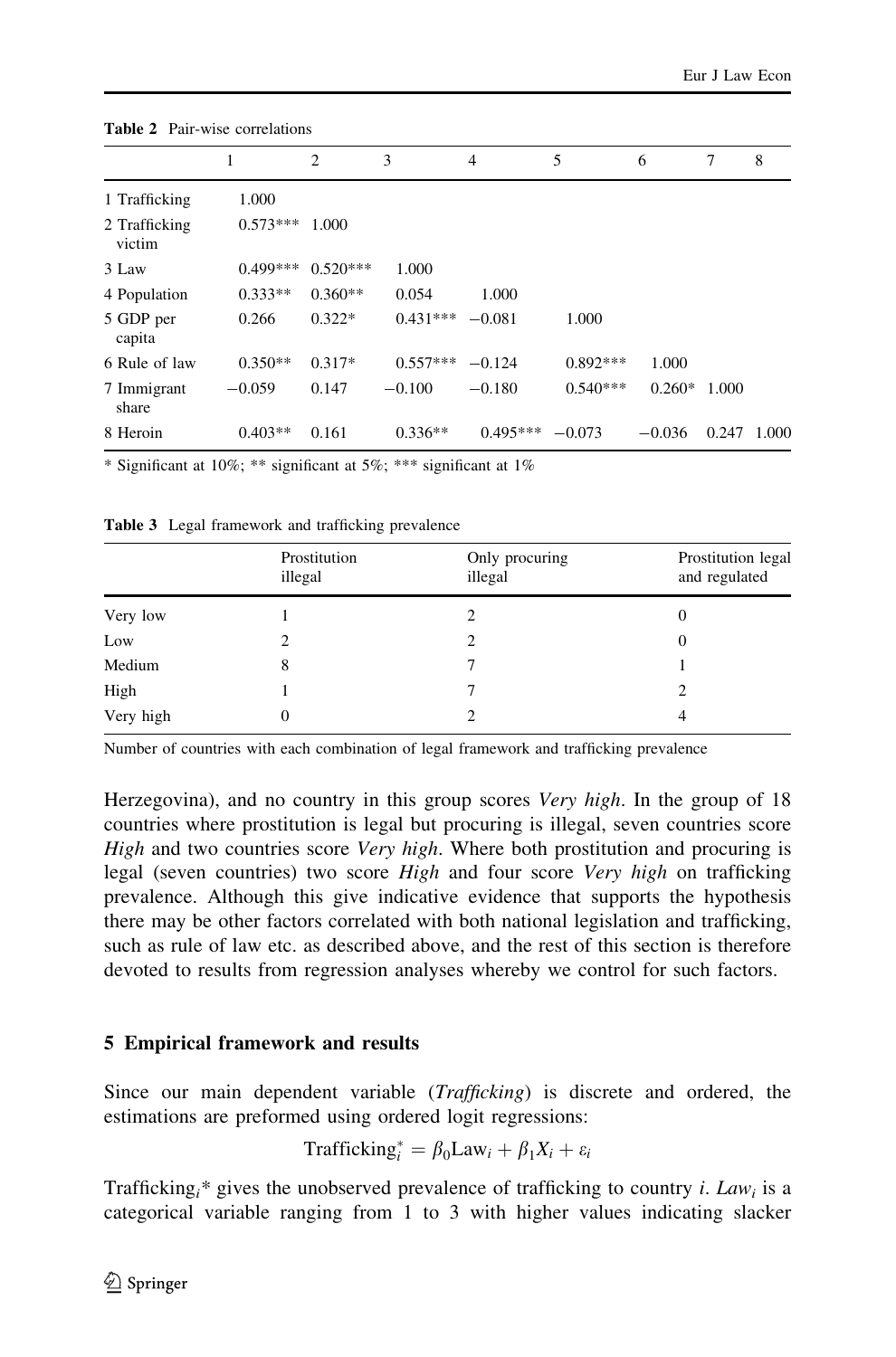**Table 2** Pair-wise correlations

| | 1 | 2 | 3 | 4 | 5 | 6 | 7 | 8 |
|---|---|---|---|---|---|---|---|---|
| 1 Trafficking | 1.000 | | | | | | | |
| 2 Trafficking victim | 0.573*** | 1.000 | | | | | | |
| 3 Law | 0.499*** | 0.520*** | 1.000 | | | | | |
| 4 Population | 0.333** | 0.360** | 0.054 | 1.000 | | | | |
| 5 GDP per capita | 0.266 | 0.322* | 0.431*** | −0.081 | 1.000 | | | |
| 6 Rule of law | 0.350** | 0.317* | 0.557*** | −0.124 | 0.892*** | 1.000 | | |
| 7 Immigrant share | −0.059 | 0.147 | −0.100 | −0.180 | 0.540*** | 0.260* | 1.000 | |
| 8 Heroin | 0.403** | 0.161 | 0.336** | 0.495*** | −0.073 | −0.036 | 0.247 | 1.000 |

* Significant at 10%; ** significant at 5%; *** significant at 1%

**Table 3** Legal framework and trafficking prevalence

| | Prostitution illegal | Only procuring illegal | Prostitution legal and regulated |
|---|---|---|---|
| Very low | 1 | 2 | 0 |
| Low | 2 | 2 | 0 |
| Medium | 8 | 7 | 1 |
| High | 1 | 7 | 2 |
| Very high | 0 | 2 | 4 |

Number of countries with each combination of legal framework and trafficking prevalence

Herzegovina), and no country in this group scores *Very high*. In the group of 18 countries where prostitution is legal but procuring is illegal, seven countries score *High* and two countries score *Very high*. Where both prostitution and procuring is legal (seven countries) two score *High* and four score *Very high* on trafficking prevalence. Although this give indicative evidence that supports the hypothesis there may be other factors correlated with both national legislation and trafficking, such as rule of law etc. as described above, and the rest of this section is therefore devoted to results from regression analyses whereby we control for such factors.

## 5 Empirical framework and results

Since our main dependent variable (*Trafficking*) is discrete and ordered, the estimations are preformed using ordered logit regressions:

$$\text{Trafficking}_i^* = \beta_0 \text{Law}_i + \beta_1 X_i + \varepsilon_i$$

$\text{Trafficking}_i^*$ gives the unobserved prevalence of trafficking to country *i*. $Law_i$ is a categorical variable ranging from 1 to 3 with higher values indicating slacker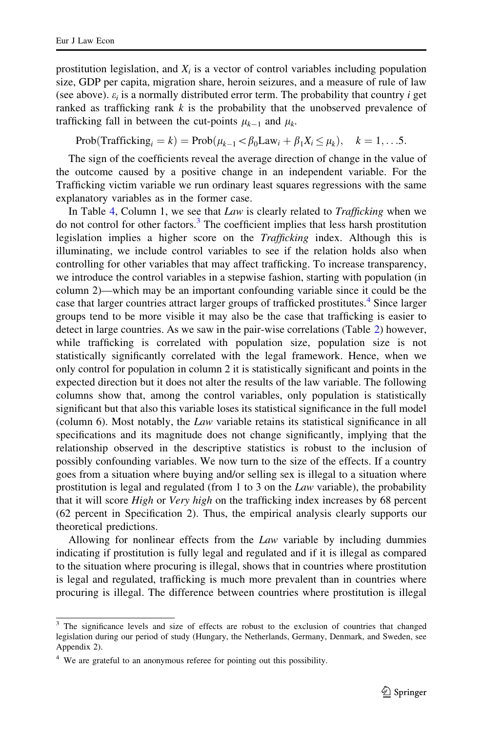prostitution legislation, and $X_i$ is a vector of control variables including population size, GDP per capita, migration share, heroin seizures, and a measure of rule of law (see above). $\varepsilon_i$ is a normally distributed error term. The probability that country $i$ get ranked as trafficking rank $k$ is the probability that the unobserved prevalence of trafficking fall in between the cut-points $\mu_{k-1}$ and $\mu_k$.

$$\text{Prob}(\text{Trafficking}_i = k) = \text{Prob}(\mu_{k-1} < \beta_0 \text{Law}_i + \beta_1 X_i \leq \mu_k), \quad k = 1, \ldots 5.$$

The sign of the coefficients reveal the average direction of change in the value of the outcome caused by a positive change in an independent variable. For the Trafficking victim variable we run ordinary least squares regressions with the same explanatory variables as in the former case.

In Table 4, Column 1, we see that *Law* is clearly related to *Trafficking* when we do not control for other factors.[3] The coefficient implies that less harsh prostitution legislation implies a higher score on the *Trafficking* index. Although this is illuminating, we include control variables to see if the relation holds also when controlling for other variables that may affect trafficking. To increase transparency, we introduce the control variables in a stepwise fashion, starting with population (in column 2)—which may be an important confounding variable since it could be the case that larger countries attract larger groups of trafficked prostitutes.[4] Since larger groups tend to be more visible it may also be the case that trafficking is easier to detect in large countries. As we saw in the pair-wise correlations (Table 2) however, while trafficking is correlated with population size, population size is not statistically significantly correlated with the legal framework. Hence, when we only control for population in column 2 it is statistically significant and points in the expected direction but it does not alter the results of the law variable. The following columns show that, among the control variables, only population is statistically significant but that also this variable loses its statistical significance in the full model (column 6). Most notably, the *Law* variable retains its statistical significance in all specifications and its magnitude does not change significantly, implying that the relationship observed in the descriptive statistics is robust to the inclusion of possibly confounding variables. We now turn to the size of the effects. If a country goes from a situation where buying and/or selling sex is illegal to a situation where prostitution is legal and regulated (from 1 to 3 on the *Law* variable), the probability that it will score *High* or *Very high* on the trafficking index increases by 68 percent (62 percent in Specification 2). Thus, the empirical analysis clearly supports our theoretical predictions.

Allowing for nonlinear effects from the *Law* variable by including dummies indicating if prostitution is fully legal and regulated and if it is illegal as compared to the situation where procuring is illegal, shows that in countries where prostitution is legal and regulated, trafficking is much more prevalent than in countries where procuring is illegal. The difference between countries where prostitution is illegal

---

[3] The significance levels and size of effects are robust to the exclusion of countries that changed legislation during our period of study (Hungary, the Netherlands, Germany, Denmark, and Sweden, see Appendix 2).

[4] We are grateful to an anonymous referee for pointing out this possibility.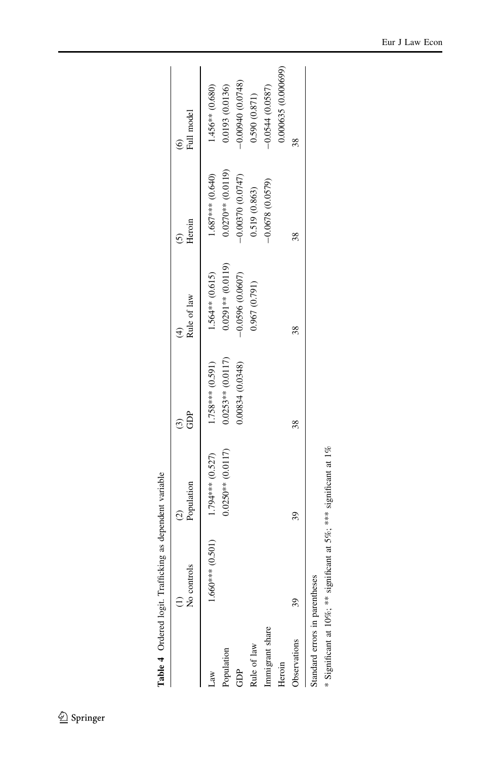**Table 4** Ordered logit. Trafficking as dependent variable

| | (1) No controls | (2) Population | (3) GDP | (4) Rule of law | (5) Heroin | (6) Full model |
|---|---|---|---|---|---|---|
| Law | 1.660*** (0.501) | 1.794*** (0.527) | 1.758*** (0.591) | 1.564** (0.615) | 1.687*** (0.640) | 1.456** (0.680) |
| Population | | 0.0250** (0.0117) | 0.0253** (0.0117) | 0.0291** (0.0119) | 0.0270** (0.0119) | 0.0193 (0.0136) |
| GDP | | | 0.00834 (0.0348) | −0.0596 (0.0607) | −0.00370 (0.0747) | −0.00940 (0.0748) |
| Rule of law | | | | 0.967 (0.791) | 0.519 (0.863) | 0.590 (0.871) |
| Immigrant share | | | | | −0.0678 (0.0579) | −0.0544 (0.0587) |
| Heroin | | | | | | 0.000635 (0.000699) |
| Observations | 39 | 39 | 38 | 38 | 38 | 38 |

Standard errors in parentheses

* Significant at 10%; ** significant at 5%; *** significant at 1%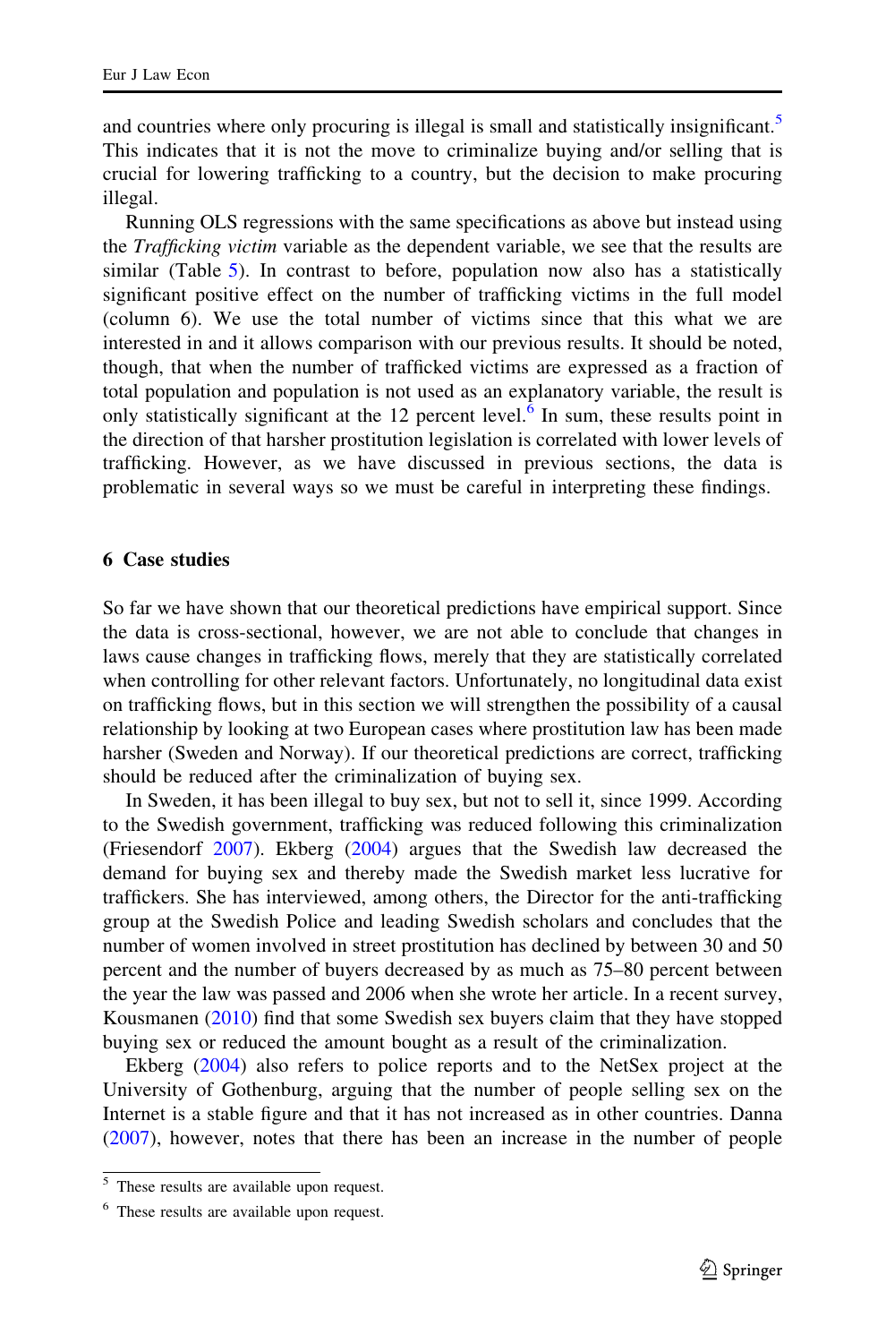and countries where only procuring is illegal is small and statistically insignificant.[5] This indicates that it is not the move to criminalize buying and/or selling that is crucial for lowering trafficking to a country, but the decision to make procuring illegal.

Running OLS regressions with the same specifications as above but instead using the *Trafficking victim* variable as the dependent variable, we see that the results are similar (Table 5). In contrast to before, population now also has a statistically significant positive effect on the number of trafficking victims in the full model (column 6). We use the total number of victims since that this what we are interested in and it allows comparison with our previous results. It should be noted, though, that when the number of trafficked victims are expressed as a fraction of total population and population is not used as an explanatory variable, the result is only statistically significant at the 12 percent level.[6] In sum, these results point in the direction of that harsher prostitution legislation is correlated with lower levels of trafficking. However, as we have discussed in previous sections, the data is problematic in several ways so we must be careful in interpreting these findings.

## 6 Case studies

So far we have shown that our theoretical predictions have empirical support. Since the data is cross-sectional, however, we are not able to conclude that changes in laws cause changes in trafficking flows, merely that they are statistically correlated when controlling for other relevant factors. Unfortunately, no longitudinal data exist on trafficking flows, but in this section we will strengthen the possibility of a causal relationship by looking at two European cases where prostitution law has been made harsher (Sweden and Norway). If our theoretical predictions are correct, trafficking should be reduced after the criminalization of buying sex.

In Sweden, it has been illegal to buy sex, but not to sell it, since 1999. According to the Swedish government, trafficking was reduced following this criminalization (Friesendorf 2007). Ekberg (2004) argues that the Swedish law decreased the demand for buying sex and thereby made the Swedish market less lucrative for traffickers. She has interviewed, among others, the Director for the anti-trafficking group at the Swedish Police and leading Swedish scholars and concludes that the number of women involved in street prostitution has declined by between 30 and 50 percent and the number of buyers decreased by as much as 75–80 percent between the year the law was passed and 2006 when she wrote her article. In a recent survey, Kousmanen (2010) find that some Swedish sex buyers claim that they have stopped buying sex or reduced the amount bought as a result of the criminalization.

Ekberg (2004) also refers to police reports and to the NetSex project at the University of Gothenburg, arguing that the number of people selling sex on the Internet is a stable figure and that it has not increased as in other countries. Danna (2007), however, notes that there has been an increase in the number of people

---

[5] These results are available upon request.

[6] These results are available upon request.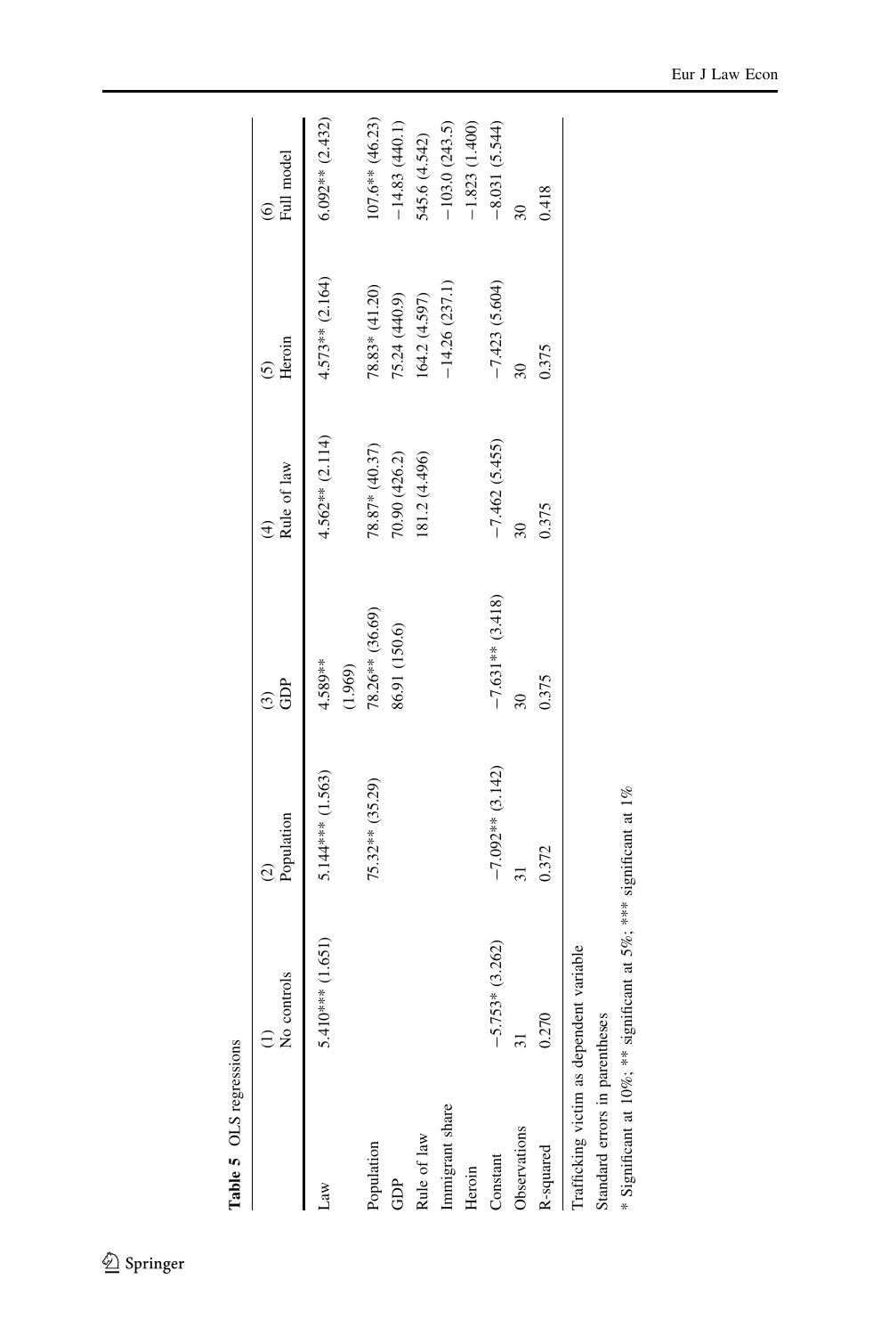**Table 5** OLS regressions

| | (1) No controls | (2) Population | (3) GDP | (4) Rule of law | (5) Heroin | (6) Full model |
|---|---|---|---|---|---|---|
| Law | 5.410*** (1.651) | 5.144*** (1.563) | 4.589** (1.969) | 4.562** (2.114) | 4.573** (2.164) | 6.092** (2.432) |
| Population | | 75.32** (35.29) | 78.26** (36.69) | 78.87* (40.37) | 78.83* (41.20) | 107.6** (46.23) |
| GDP | | | 86.91 (150.6) | 70.90 (426.2) | 75.24 (440.9) | −14.83 (440.1) |
| Rule of law | | | | 181.2 (4.496) | 164.2 (4.597) | 545.6 (4.542) |
| Immigrant share | | | | | −14.26 (237.1) | −103.0 (243.5) |
| Heroin | | | | | | −1.823 (1.400) |
| Constant | −5.753* (3.262) | −7.092** (3.142) | −7.631** (3.418) | −7.462 (5.455) | −7.423 (5.604) | −8.031 (5.544) |
| Observations | 31 | 31 | 30 | 30 | 30 | 30 |
| R-squared | 0.270 | 0.372 | 0.375 | 0.375 | 0.375 | 0.418 |

Trafficking victim as dependent variable

Standard errors in parentheses

\* Significant at 10%; \*\* significant at 5%; \*\*\* significant at 1%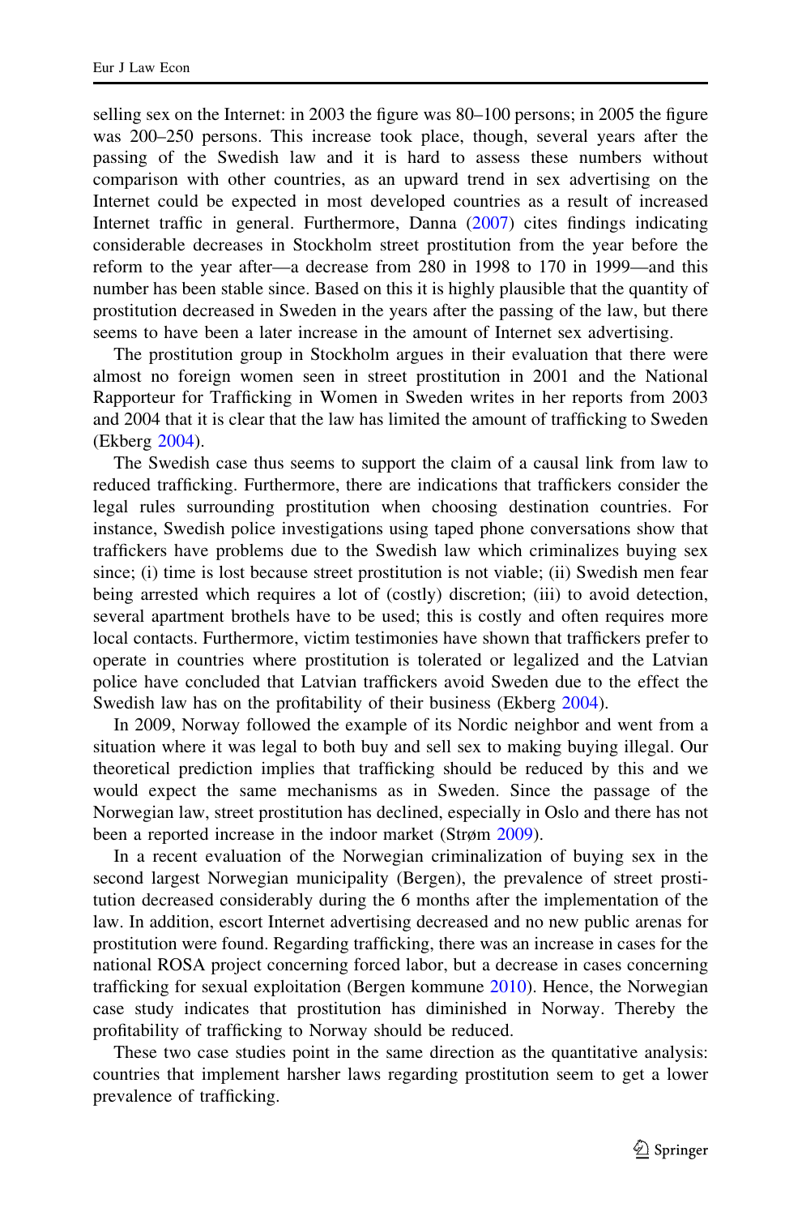selling sex on the Internet: in 2003 the figure was 80–100 persons; in 2005 the figure was 200–250 persons. This increase took place, though, several years after the passing of the Swedish law and it is hard to assess these numbers without comparison with other countries, as an upward trend in sex advertising on the Internet could be expected in most developed countries as a result of increased Internet traffic in general. Furthermore, Danna (2007) cites findings indicating considerable decreases in Stockholm street prostitution from the year before the reform to the year after—a decrease from 280 in 1998 to 170 in 1999—and this number has been stable since. Based on this it is highly plausible that the quantity of prostitution decreased in Sweden in the years after the passing of the law, but there seems to have been a later increase in the amount of Internet sex advertising.

The prostitution group in Stockholm argues in their evaluation that there were almost no foreign women seen in street prostitution in 2001 and the National Rapporteur for Trafficking in Women in Sweden writes in her reports from 2003 and 2004 that it is clear that the law has limited the amount of trafficking to Sweden (Ekberg 2004).

The Swedish case thus seems to support the claim of a causal link from law to reduced trafficking. Furthermore, there are indications that traffickers consider the legal rules surrounding prostitution when choosing destination countries. For instance, Swedish police investigations using taped phone conversations show that traffickers have problems due to the Swedish law which criminalizes buying sex since; (i) time is lost because street prostitution is not viable; (ii) Swedish men fear being arrested which requires a lot of (costly) discretion; (iii) to avoid detection, several apartment brothels have to be used; this is costly and often requires more local contacts. Furthermore, victim testimonies have shown that traffickers prefer to operate in countries where prostitution is tolerated or legalized and the Latvian police have concluded that Latvian traffickers avoid Sweden due to the effect the Swedish law has on the profitability of their business (Ekberg 2004).

In 2009, Norway followed the example of its Nordic neighbor and went from a situation where it was legal to both buy and sell sex to making buying illegal. Our theoretical prediction implies that trafficking should be reduced by this and we would expect the same mechanisms as in Sweden. Since the passage of the Norwegian law, street prostitution has declined, especially in Oslo and there has not been a reported increase in the indoor market (Strøm 2009).

In a recent evaluation of the Norwegian criminalization of buying sex in the second largest Norwegian municipality (Bergen), the prevalence of street prostitution decreased considerably during the 6 months after the implementation of the law. In addition, escort Internet advertising decreased and no new public arenas for prostitution were found. Regarding trafficking, there was an increase in cases for the national ROSA project concerning forced labor, but a decrease in cases concerning trafficking for sexual exploitation (Bergen kommune 2010). Hence, the Norwegian case study indicates that prostitution has diminished in Norway. Thereby the profitability of trafficking to Norway should be reduced.

These two case studies point in the same direction as the quantitative analysis: countries that implement harsher laws regarding prostitution seem to get a lower prevalence of trafficking.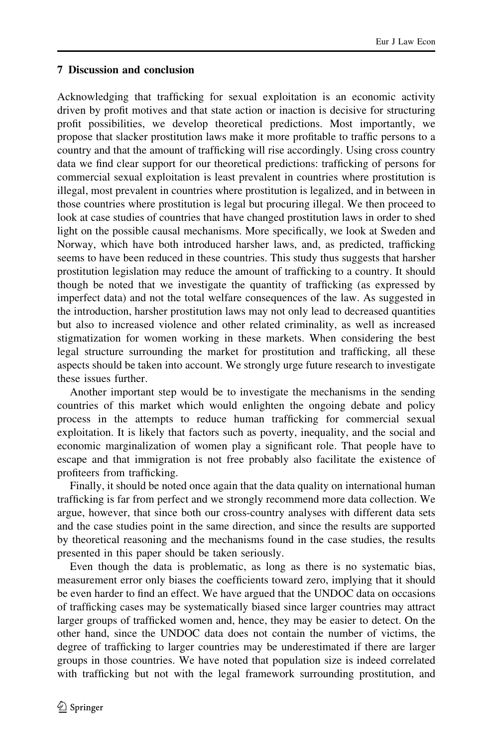## 7 Discussion and conclusion

Acknowledging that trafficking for sexual exploitation is an economic activity driven by profit motives and that state action or inaction is decisive for structuring profit possibilities, we develop theoretical predictions. Most importantly, we propose that slacker prostitution laws make it more profitable to traffic persons to a country and that the amount of trafficking will rise accordingly. Using cross country data we find clear support for our theoretical predictions: trafficking of persons for commercial sexual exploitation is least prevalent in countries where prostitution is illegal, most prevalent in countries where prostitution is legalized, and in between in those countries where prostitution is legal but procuring illegal. We then proceed to look at case studies of countries that have changed prostitution laws in order to shed light on the possible causal mechanisms. More specifically, we look at Sweden and Norway, which have both introduced harsher laws, and, as predicted, trafficking seems to have been reduced in these countries. This study thus suggests that harsher prostitution legislation may reduce the amount of trafficking to a country. It should though be noted that we investigate the quantity of trafficking (as expressed by imperfect data) and not the total welfare consequences of the law. As suggested in the introduction, harsher prostitution laws may not only lead to decreased quantities but also to increased violence and other related criminality, as well as increased stigmatization for women working in these markets. When considering the best legal structure surrounding the market for prostitution and trafficking, all these aspects should be taken into account. We strongly urge future research to investigate these issues further.

Another important step would be to investigate the mechanisms in the sending countries of this market which would enlighten the ongoing debate and policy process in the attempts to reduce human trafficking for commercial sexual exploitation. It is likely that factors such as poverty, inequality, and the social and economic marginalization of women play a significant role. That people have to escape and that immigration is not free probably also facilitate the existence of profiteers from trafficking.

Finally, it should be noted once again that the data quality on international human trafficking is far from perfect and we strongly recommend more data collection. We argue, however, that since both our cross-country analyses with different data sets and the case studies point in the same direction, and since the results are supported by theoretical reasoning and the mechanisms found in the case studies, the results presented in this paper should be taken seriously.

Even though the data is problematic, as long as there is no systematic bias, measurement error only biases the coefficients toward zero, implying that it should be even harder to find an effect. We have argued that the UNDOC data on occasions of trafficking cases may be systematically biased since larger countries may attract larger groups of trafficked women and, hence, they may be easier to detect. On the other hand, since the UNDOC data does not contain the number of victims, the degree of trafficking to larger countries may be underestimated if there are larger groups in those countries. We have noted that population size is indeed correlated with trafficking but not with the legal framework surrounding prostitution, and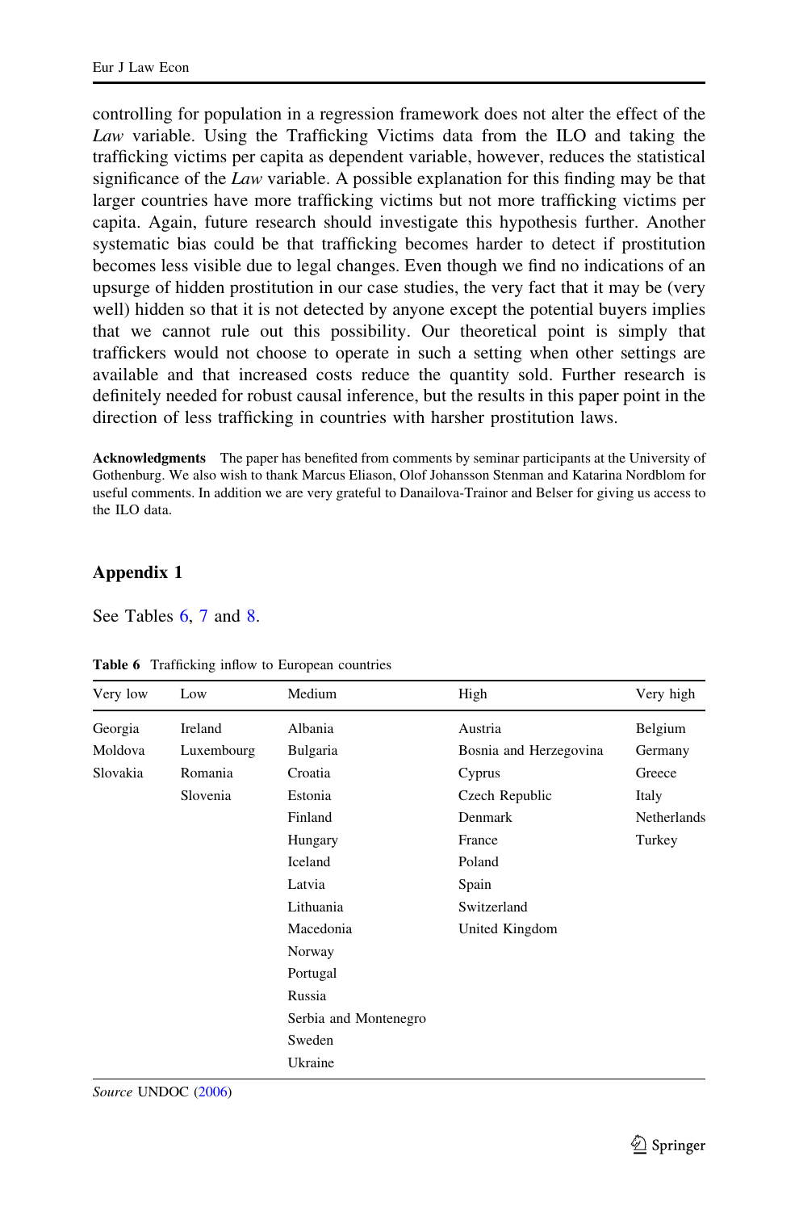controlling for population in a regression framework does not alter the effect of the *Law* variable. Using the Trafficking Victims data from the ILO and taking the trafficking victims per capita as dependent variable, however, reduces the statistical significance of the *Law* variable. A possible explanation for this finding may be that larger countries have more trafficking victims but not more trafficking victims per capita. Again, future research should investigate this hypothesis further. Another systematic bias could be that trafficking becomes harder to detect if prostitution becomes less visible due to legal changes. Even though we find no indications of an upsurge of hidden prostitution in our case studies, the very fact that it may be (very well) hidden so that it is not detected by anyone except the potential buyers implies that we cannot rule out this possibility. Our theoretical point is simply that traffickers would not choose to operate in such a setting when other settings are available and that increased costs reduce the quantity sold. Further research is definitely needed for robust causal inference, but the results in this paper point in the direction of less trafficking in countries with harsher prostitution laws.

**Acknowledgments** The paper has benefited from comments by seminar participants at the University of Gothenburg. We also wish to thank Marcus Eliason, Olof Johansson Stenman and Katarina Nordblom for useful comments. In addition we are very grateful to Danailova-Trainor and Belser for giving us access to the ILO data.

## Appendix 1

See Tables 6, 7 and 8.

**Table 6** Trafficking inflow to European countries

| Very low | Low | Medium | High | Very high |
|---|---|---|---|---|
| Georgia | Ireland | Albania | Austria | Belgium |
| Moldova | Luxembourg | Bulgaria | Bosnia and Herzegovina | Germany |
| Slovakia | Romania | Croatia | Cyprus | Greece |
| | Slovenia | Estonia | Czech Republic | Italy |
| | | Finland | Denmark | Netherlands |
| | | Hungary | France | Turkey |
| | | Iceland | Poland | |
| | | Latvia | Spain | |
| | | Lithuania | Switzerland | |
| | | Macedonia | United Kingdom | |
| | | Norway | | |
| | | Portugal | | |
| | | Russia | | |
| | | Serbia and Montenegro | | |
| | | Sweden | | |
| | | Ukraine | | |

*Source* UNDOC (2006)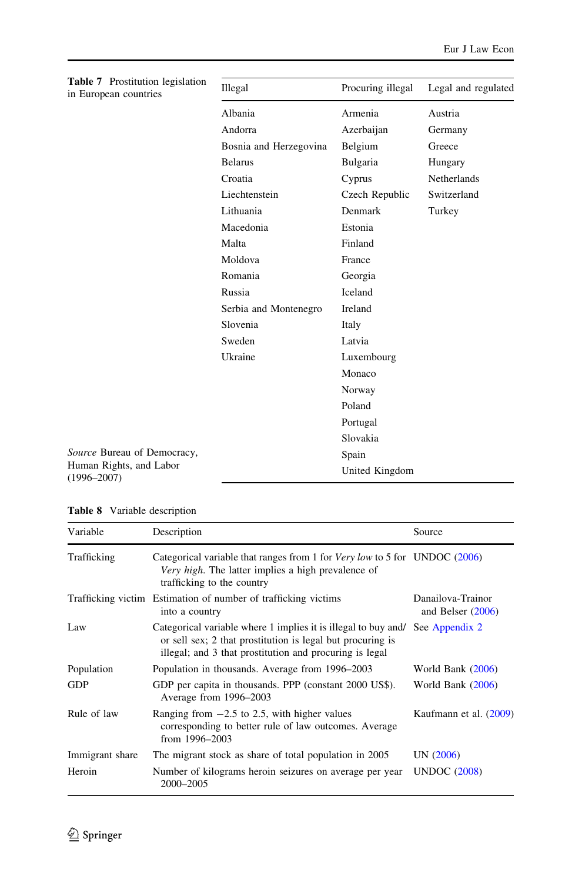**Table 7** Prostitution legislation in European countries

| Illegal | Procuring illegal | Legal and regulated |
|---|---|---|
| Albania | Armenia | Austria |
| Andorra | Azerbaijan | Germany |
| Bosnia and Herzegovina | Belgium | Greece |
| Belarus | Bulgaria | Hungary |
| Croatia | Cyprus | Netherlands |
| Liechtenstein | Czech Republic | Switzerland |
| Lithuania | Denmark | Turkey |
| Macedonia | Estonia | |
| Malta | Finland | |
| Moldova | France | |
| Romania | Georgia | |
| Russia | Iceland | |
| Serbia and Montenegro | Ireland | |
| Slovenia | Italy | |
| Sweden | Latvia | |
| Ukraine | Luxembourg | |
| | Monaco | |
| | Norway | |
| | Poland | |
| | Portugal | |
| | Slovakia | |
| | Spain | |
| | United Kingdom | |

*Source* Bureau of Democracy, Human Rights, and Labor (1996–2007)

**Table 8** Variable description

| Variable | Description | Source |
|---|---|---|
| Trafficking | Categorical variable that ranges from 1 for *Very low* to 5 for *Very high*. The latter implies a high prevalence of trafficking to the country | UNDOC (2006) |
| Trafficking victim | Estimation of number of trafficking victims into a country | Danailova-Trainor and Belser (2006) |
| Law | Categorical variable where 1 implies it is illegal to buy and/or sell sex; 2 that prostitution is legal but procuring is illegal; and 3 that prostitution and procuring is legal | See Appendix 2 |
| Population | Population in thousands. Average from 1996–2003 | World Bank (2006) |
| GDP | GDP per capita in thousands. PPP (constant 2000 US$). Average from 1996–2003 | World Bank (2006) |
| Rule of law | Ranging from −2.5 to 2.5, with higher values corresponding to better rule of law outcomes. Average from 1996–2003 | Kaufmann et al. (2009) |
| Immigrant share | The migrant stock as share of total population in 2005 | UN (2006) |
| Heroin | Number of kilograms heroin seizures on average per year 2000–2005 | UNDOC (2008) |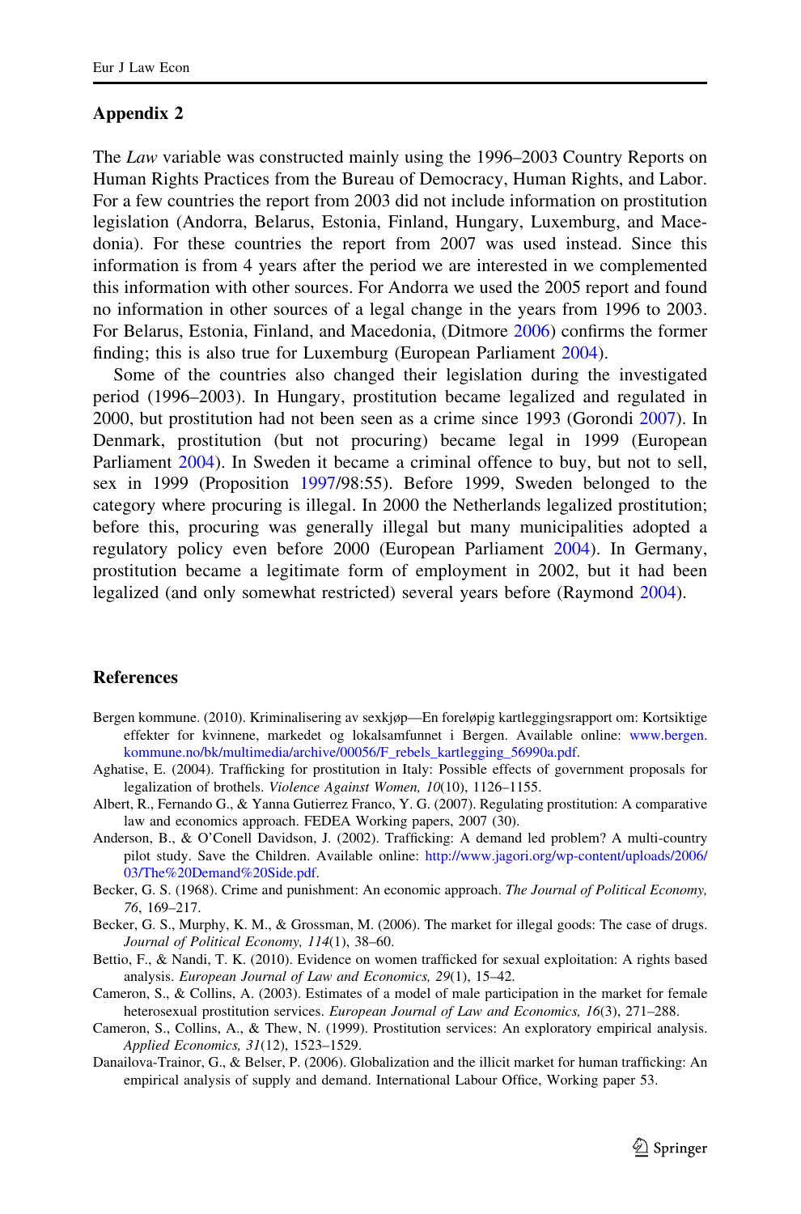## Appendix 2

The *Law* variable was constructed mainly using the 1996–2003 Country Reports on Human Rights Practices from the Bureau of Democracy, Human Rights, and Labor. For a few countries the report from 2003 did not include information on prostitution legislation (Andorra, Belarus, Estonia, Finland, Hungary, Luxemburg, and Macedonia). For these countries the report from 2007 was used instead. Since this information is from 4 years after the period we are interested in we complemented this information with other sources. For Andorra we used the 2005 report and found no information in other sources of a legal change in the years from 1996 to 2003. For Belarus, Estonia, Finland, and Macedonia, (Ditmore 2006) confirms the former finding; this is also true for Luxemburg (European Parliament 2004).

Some of the countries also changed their legislation during the investigated period (1996–2003). In Hungary, prostitution became legalized and regulated in 2000, but prostitution had not been seen as a crime since 1993 (Gorondi 2007). In Denmark, prostitution (but not procuring) became legal in 1999 (European Parliament 2004). In Sweden it became a criminal offence to buy, but not to sell, sex in 1999 (Proposition 1997/98:55). Before 1999, Sweden belonged to the category where procuring is illegal. In 2000 the Netherlands legalized prostitution; before this, procuring was generally illegal but many municipalities adopted a regulatory policy even before 2000 (European Parliament 2004). In Germany, prostitution became a legitimate form of employment in 2002, but it had been legalized (and only somewhat restricted) several years before (Raymond 2004).

## References

- Bergen kommune. (2010). Kriminalisering av sexkjøp—En foreløpig kartleggingsrapport om: Kortsiktige effekter for kvinnene, markedet og lokalsamfunnet i Bergen. Available online: www.bergen.kommune.no/bk/multimedia/archive/00056/F_rebels_kartlegging_56990a.pdf.
- Aghatise, E. (2004). Trafficking for prostitution in Italy: Possible effects of government proposals for legalization of brothels. *Violence Against Women, 10*(10), 1126–1155.
- Albert, R., Fernando G., & Yanna Gutierrez Franco, Y. G. (2007). Regulating prostitution: A comparative law and economics approach. FEDEA Working papers, 2007 (30).
- Anderson, B., & O'Conell Davidson, J. (2002). Trafficking: A demand led problem? A multi-country pilot study. Save the Children. Available online: http://www.jagori.org/wp-content/uploads/2006/03/The%20Demand%20Side.pdf.
- Becker, G. S. (1968). Crime and punishment: An economic approach. *The Journal of Political Economy, 76*, 169–217.
- Becker, G. S., Murphy, K. M., & Grossman, M. (2006). The market for illegal goods: The case of drugs. *Journal of Political Economy, 114*(1), 38–60.
- Bettio, F., & Nandi, T. K. (2010). Evidence on women trafficked for sexual exploitation: A rights based analysis. *European Journal of Law and Economics, 29*(1), 15–42.
- Cameron, S., & Collins, A. (2003). Estimates of a model of male participation in the market for female heterosexual prostitution services. *European Journal of Law and Economics, 16*(3), 271–288.
- Cameron, S., Collins, A., & Thew, N. (1999). Prostitution services: An exploratory empirical analysis. *Applied Economics, 31*(12), 1523–1529.
- Danailova-Trainor, G., & Belser, P. (2006). Globalization and the illicit market for human trafficking: An empirical analysis of supply and demand. International Labour Office, Working paper 53.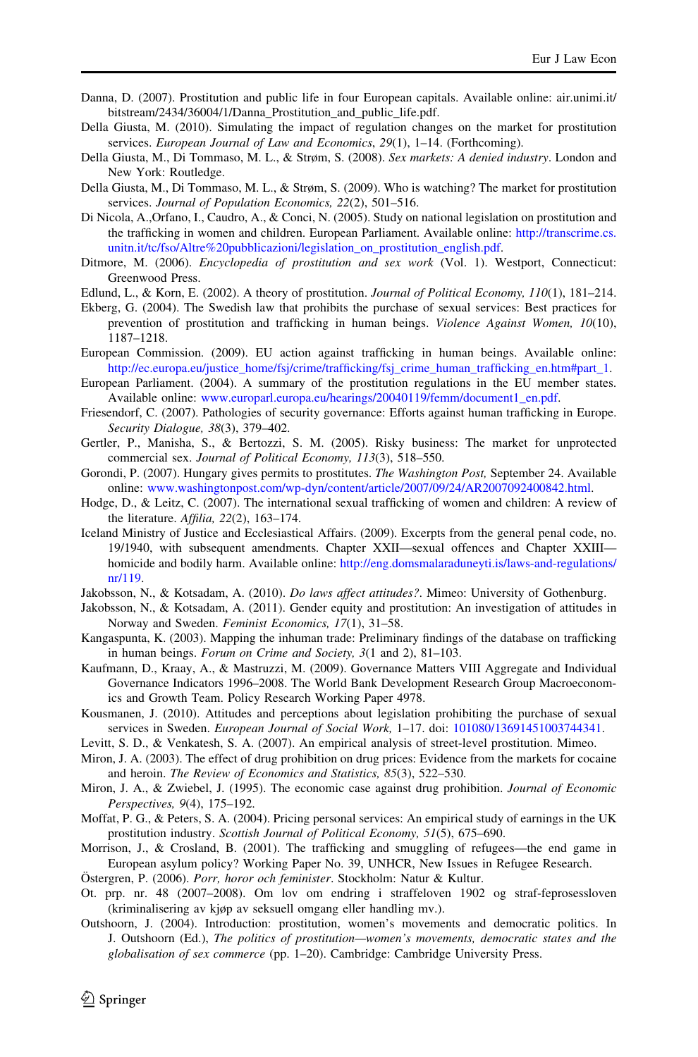Danna, D. (2007). Prostitution and public life in four European capitals. Available online: air.unimi.it/bitstream/2434/36004/1/Danna_Prostitution_and_public_life.pdf.

Della Giusta, M. (2010). Simulating the impact of regulation changes on the market for prostitution services. *European Journal of Law and Economics*, *29*(1), 1–14. (Forthcoming).

Della Giusta, M., Di Tommaso, M. L., & Strøm, S. (2008). *Sex markets: A denied industry*. London and New York: Routledge.

Della Giusta, M., Di Tommaso, M. L., & Strøm, S. (2009). Who is watching? The market for prostitution services. *Journal of Population Economics, 22*(2), 501–516.

Di Nicola, A.,Orfano, I., Caudro, A., & Conci, N. (2005). Study on national legislation on prostitution and the trafficking in women and children. European Parliament. Available online: http://transcrime.cs.unitn.it/tc/fso/Altre%20pubblicazioni/legislation_on_prostitution_english.pdf.

Ditmore, M. (2006). *Encyclopedia of prostitution and sex work* (Vol. 1). Westport, Connecticut: Greenwood Press.

Edlund, L., & Korn, E. (2002). A theory of prostitution. *Journal of Political Economy, 110*(1), 181–214.

Ekberg, G. (2004). The Swedish law that prohibits the purchase of sexual services: Best practices for prevention of prostitution and trafficking in human beings. *Violence Against Women, 10*(10), 1187–1218.

European Commission. (2009). EU action against trafficking in human beings. Available online: http://ec.europa.eu/justice_home/fsj/crime/trafficking/fsj_crime_human_trafficking_en.htm#part_1.

European Parliament. (2004). A summary of the prostitution regulations in the EU member states. Available online: www.europarl.europa.eu/hearings/20040119/femm/document1_en.pdf.

Friesendorf, C. (2007). Pathologies of security governance: Efforts against human trafficking in Europe. *Security Dialogue, 38*(3), 379–402.

Gertler, P., Manisha, S., & Bertozzi, S. M. (2005). Risky business: The market for unprotected commercial sex. *Journal of Political Economy, 113*(3), 518–550.

Gorondi, P. (2007). Hungary gives permits to prostitutes. *The Washington Post,* September 24. Available online: www.washingtonpost.com/wp-dyn/content/article/2007/09/24/AR2007092400842.html.

Hodge, D., & Leitz, C. (2007). The international sexual trafficking of women and children: A review of the literature. *Affilia, 22*(2), 163–174.

Iceland Ministry of Justice and Ecclesiastical Affairs. (2009). Excerpts from the general penal code, no. 19/1940, with subsequent amendments. Chapter XXII—sexual offences and Chapter XXIII—homicide and bodily harm. Available online: http://eng.domsmalaraduneyti.is/laws-and-regulations/nr/119.

Jakobsson, N., & Kotsadam, A. (2010). *Do laws affect attitudes?*. Mimeo: University of Gothenburg.

Jakobsson, N., & Kotsadam, A. (2011). Gender equity and prostitution: An investigation of attitudes in Norway and Sweden. *Feminist Economics, 17*(1), 31–58.

Kangaspunta, K. (2003). Mapping the inhuman trade: Preliminary findings of the database on trafficking in human beings. *Forum on Crime and Society, 3*(1 and 2), 81–103.

Kaufmann, D., Kraay, A., & Mastruzzi, M. (2009). Governance Matters VIII Aggregate and Individual Governance Indicators 1996–2008. The World Bank Development Research Group Macroeconomics and Growth Team. Policy Research Working Paper 4978.

Kousmanen, J. (2010). Attitudes and perceptions about legislation prohibiting the purchase of sexual services in Sweden. *European Journal of Social Work,* 1–17. doi: 101080/13691451003744341.

Levitt, S. D., & Venkatesh, S. A. (2007). An empirical analysis of street-level prostitution. Mimeo.

Miron, J. A. (2003). The effect of drug prohibition on drug prices: Evidence from the markets for cocaine and heroin. *The Review of Economics and Statistics, 85*(3), 522–530.

Miron, J. A., & Zwiebel, J. (1995). The economic case against drug prohibition. *Journal of Economic Perspectives, 9*(4), 175–192.

Moffat, P. G., & Peters, S. A. (2004). Pricing personal services: An empirical study of earnings in the UK prostitution industry. *Scottish Journal of Political Economy, 51*(5), 675–690.

Morrison, J., & Crosland, B. (2001). The trafficking and smuggling of refugees—the end game in European asylum policy? Working Paper No. 39, UNHCR, New Issues in Refugee Research.

Östergren, P. (2006). *Porr, horor och feminister*. Stockholm: Natur & Kultur.

Ot. prp. nr. 48 (2007–2008). Om lov om endring i straffeloven 1902 og straf-feprosessloven (kriminalisering av kjøp av seksuell omgang eller handling mv.).

Outshoorn, J. (2004). Introduction: prostitution, women's movements and democratic politics. In J. Outshoorn (Ed.), *The politics of prostitution—women's movements, democratic states and the globalisation of sex commerce* (pp. 1–20). Cambridge: Cambridge University Press.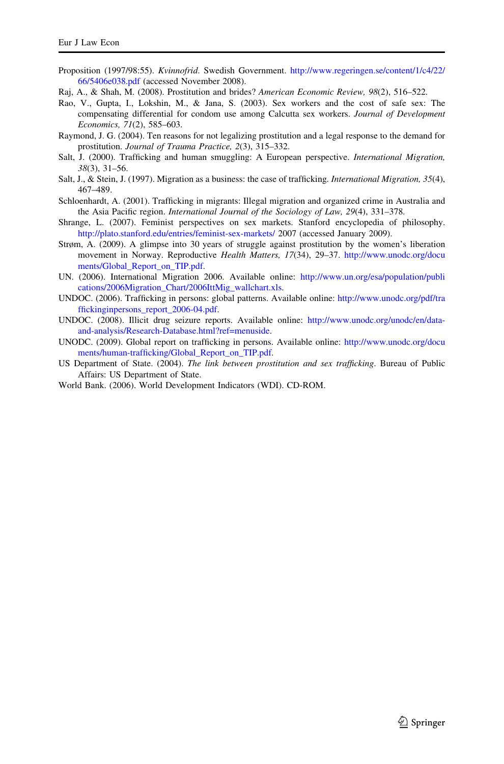Proposition (1997/98:55). *Kvinnofrid*. Swedish Government. http://www.regeringen.se/content/1/c4/22/66/5406e038.pdf (accessed November 2008).

Raj, A., & Shah, M. (2008). Prostitution and brides? *American Economic Review, 98*(2), 516–522.

Rao, V., Gupta, I., Lokshin, M., & Jana, S. (2003). Sex workers and the cost of safe sex: The compensating differential for condom use among Calcutta sex workers. *Journal of Development Economics, 71*(2), 585–603.

Raymond, J. G. (2004). Ten reasons for not legalizing prostitution and a legal response to the demand for prostitution. *Journal of Trauma Practice, 2*(3), 315–332.

Salt, J. (2000). Trafficking and human smuggling: A European perspective. *International Migration, 38*(3), 31–56.

Salt, J., & Stein, J. (1997). Migration as a business: the case of trafficking. *International Migration, 35*(4), 467–489.

Schloenhardt, A. (2001). Trafficking in migrants: Illegal migration and organized crime in Australia and the Asia Pacific region. *International Journal of the Sociology of Law, 29*(4), 331–378.

Shrange, L. (2007). Feminist perspectives on sex markets. Stanford encyclopedia of philosophy. http://plato.stanford.edu/entries/feminist-sex-markets/ 2007 (accessed January 2009).

Strøm, A. (2009). A glimpse into 30 years of struggle against prostitution by the women's liberation movement in Norway. Reproductive *Health Matters, 17*(34), 29–37. http://www.unodc.org/documents/Global_Report_on_TIP.pdf.

UN. (2006). International Migration 2006. Available online: http://www.un.org/esa/population/publications/2006Migration_Chart/2006IttMig_wallchart.xls.

UNDOC. (2006). Trafficking in persons: global patterns. Available online: http://www.unodc.org/pdf/traffickinginpersons_report_2006-04.pdf.

UNDOC. (2008). Illicit drug seizure reports. Available online: http://www.unodc.org/unodc/en/data-and-analysis/Research-Database.html?ref=menuside.

UNODC. (2009). Global report on trafficking in persons. Available online: http://www.unodc.org/documents/human-trafficking/Global_Report_on_TIP.pdf.

US Department of State. (2004). *The link between prostitution and sex trafficking*. Bureau of Public Affairs: US Department of State.

World Bank. (2006). World Development Indicators (WDI). CD-ROM.